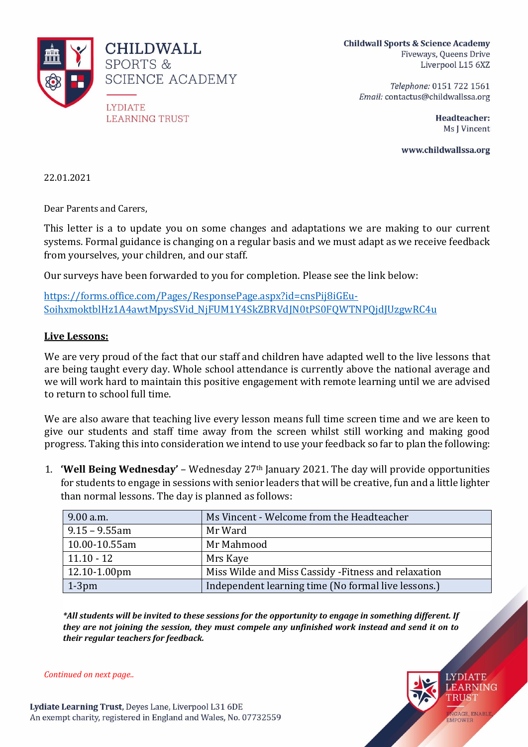**CHILDWALL SPORTS & SCIENCE ACADEMY**

LYDIATE LEARNING TRUST

**Childwall Sports & Science Academy**
Fiveways, Queens Drive
Liverpool L15 6XZ

*Telephone:* 0151 722 1561
*Email:* contactus@childwallssa.org

**Headteacher:**
Ms J Vincent

**www.childwallssa.org**

22.01.2021

Dear Parents and Carers,

This letter is a to update you on some changes and adaptations we are making to our current systems. Formal guidance is changing on a regular basis and we must adapt as we receive feedback from yourselves, your children, and our staff.

Our surveys have been forwarded to you for completion. Please see the link below:

[https://forms.office.com/Pages/ResponsePage.aspx?id=cnsPij8iGEu-SoihxmoktblHz1A4awtMpysSVid_NjFUM1Y4SkZBRVdJN0tPS0FQWTNPQjdJUzgwRC4u](https://forms.office.com/Pages/ResponsePage.aspx?id=cnsPij8iGEu-SoihxmoktblHz1A4awtMpysSVid_NjFUM1Y4SkZBRVdJN0tPS0FQWTNPQjdJUzgwRC4u)

## Live Lessons:

We are very proud of the fact that our staff and children have adapted well to the live lessons that are being taught every day. Whole school attendance is currently above the national average and we will work hard to maintain this positive engagement with remote learning until we are advised to return to school full time.

We are also aware that teaching live every lesson means full time screen time and we are keen to give our students and staff time away from the screen whilst still working and making good progress. Taking this into consideration we intend to use your feedback so far to plan the following:

1. **'Well Being Wednesday'** – Wednesday 27th January 2021. The day will provide opportunities for students to engage in sessions with senior leaders that will be creative, fun and a little lighter than normal lessons. The day is planned as follows:

| 9.00 a.m. | Ms Vincent - Welcome from the Headteacher |
|---|---|
| 9.15 – 9.55am | Mr Ward |
| 10.00-10.55am | Mr Mahmood |
| 11.10 - 12 | Mrs Kaye |
| 12.10-1.00pm | Miss Wilde and Miss Cassidy -Fitness and relaxation |
| 1-3pm | Independent learning time (No formal live lessons.) |

***All students will be invited to these sessions for the opportunity to engage in something different. If they are not joining the session, they must compele any unfinished work instead and send it on to their regular teachers for feedback.***

*Continued on next page..*

**Lydiate Learning Trust**, Deyes Lane, Liverpool L31 6DE
An exempt charity, registered in England and Wales, No. 07732559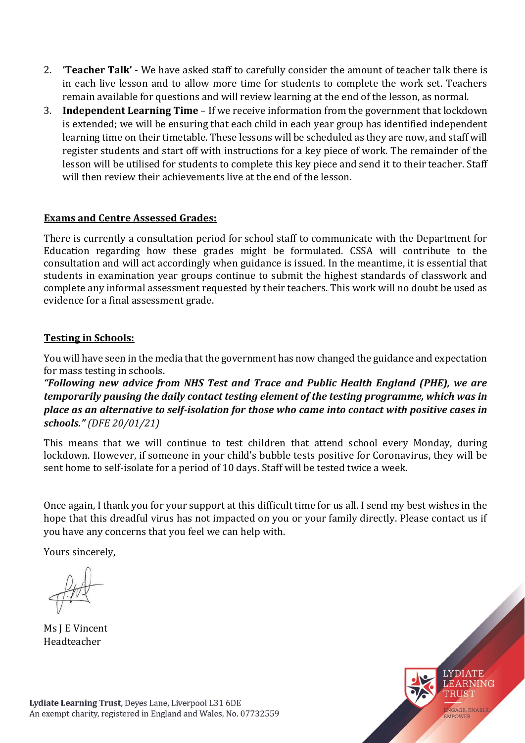2. **'Teacher Talk'** - We have asked staff to carefully consider the amount of teacher talk there is in each live lesson and to allow more time for students to complete the work set. Teachers remain available for questions and will review learning at the end of the lesson, as normal.
3. **Independent Learning Time** – If we receive information from the government that lockdown is extended; we will be ensuring that each child in each year group has identified independent learning time on their timetable. These lessons will be scheduled as they are now, and staff will register students and start off with instructions for a key piece of work. The remainder of the lesson will be utilised for students to complete this key piece and send it to their teacher. Staff will then review their achievements live at the end of the lesson.

**Exams and Centre Assessed Grades:**

There is currently a consultation period for school staff to communicate with the Department for Education regarding how these grades might be formulated. CSSA will contribute to the consultation and will act accordingly when guidance is issued. In the meantime, it is essential that students in examination year groups continue to submit the highest standards of classwork and complete any informal assessment requested by their teachers. This work will no doubt be used as evidence for a final assessment grade.

**Testing in Schools:**

You will have seen in the media that the government has now changed the guidance and expectation for mass testing in schools.

***"Following new advice from NHS Test and Trace and Public Health England (PHE), we are temporarily pausing the daily contact testing element of the testing programme, which was in place as an alternative to self-isolation for those who came into contact with positive cases in schools."*** *(DFE 20/01/21)*

This means that we will continue to test children that attend school every Monday, during lockdown. However, if someone in your child's bubble tests positive for Coronavirus, they will be sent home to self-isolate for a period of 10 days. Staff will be tested twice a week.

Once again, I thank you for your support at this difficult time for us all. I send my best wishes in the hope that this dreadful virus has not impacted on you or your family directly. Please contact us if you have any concerns that you feel we can help with.

Yours sincerely,

Ms J E Vincent
Headteacher

**Lydiate Learning Trust**, Deyes Lane, Liverpool L31 6DE
An exempt charity, registered in England and Wales, No. 07732559